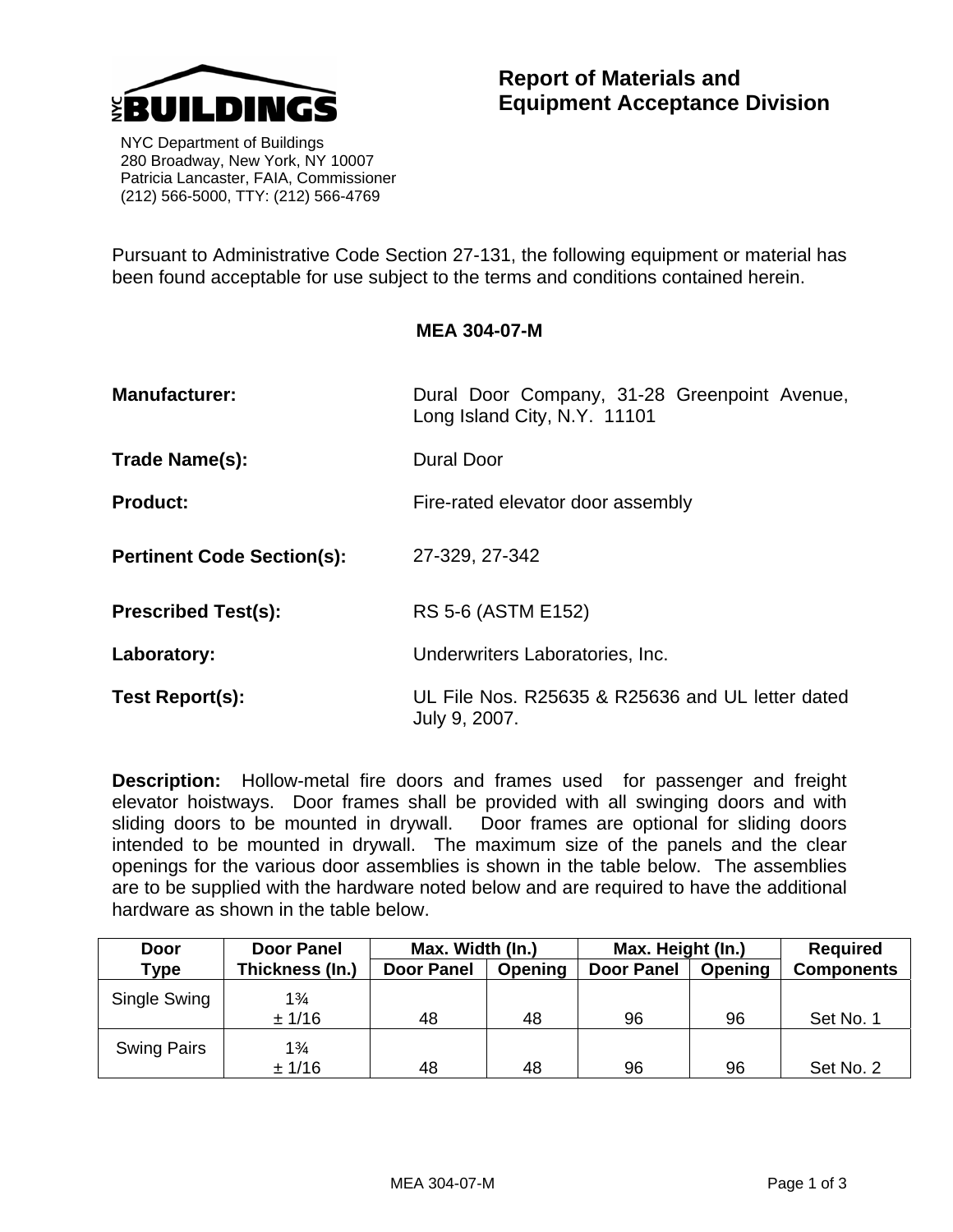NYC BUILDINGS

NYC Department of Buildings
280 Broadway, New York, NY 10007
Patricia Lancaster, FAIA, Commissioner
(212) 566-5000, TTY: (212) 566-4769

# Report of Materials and Equipment Acceptance Division

Pursuant to Administrative Code Section 27-131, the following equipment or material has been found acceptable for use subject to the terms and conditions contained herein.

**MEA 304-07-M**

**Manufacturer:** Dural Door Company, 31-28 Greenpoint Avenue, Long Island City, N.Y. 11101

**Trade Name(s):** Dural Door

**Product:** Fire-rated elevator door assembly

**Pertinent Code Section(s):** 27-329, 27-342

**Prescribed Test(s):** RS 5-6 (ASTM E152)

**Laboratory:** Underwriters Laboratories, Inc.

**Test Report(s):** UL File Nos. R25635 & R25636 and UL letter dated July 9, 2007.

**Description:** Hollow-metal fire doors and frames used for passenger and freight elevator hoistways. Door frames shall be provided with all swinging doors and with sliding doors to be mounted in drywall. Door frames are optional for sliding doors intended to be mounted in drywall. The maximum size of the panels and the clear openings for the various door assemblies is shown in the table below. The assemblies are to be supplied with the hardware noted below and are required to have the additional hardware as shown in the table below.

| Door Type | Door Panel Thickness (In.) | Max. Width (In.) | | Max. Height (In.) | | Required Components |
|---|---|---|---|---|---|---|
| | | Door Panel | Opening | Door Panel | Opening | |
| Single Swing | 1¾ ± 1/16 | 48 | 48 | 96 | 96 | Set No. 1 |
| Swing Pairs | 1¾ ± 1/16 | 48 | 48 | 96 | 96 | Set No. 2 |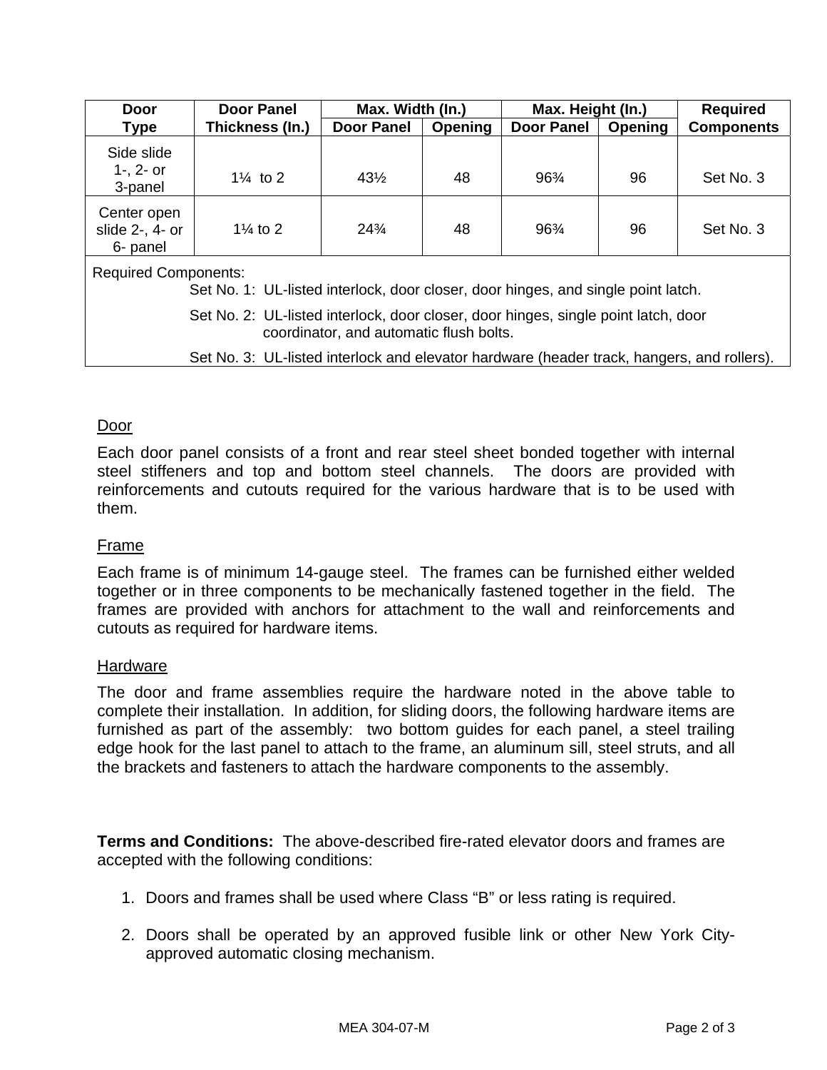| Door Type | Door Panel Thickness (In.) | Max. Width (In.) | | Max. Height (In.) | | Required Components |
|---|---|---|---|---|---|---|
| | | Door Panel | Opening | Door Panel | Opening | |
| Side slide 1-, 2- or 3-panel | 1¼ to 2 | 43½ | 48 | 96¾ | 96 | Set No. 3 |
| Center open slide 2-, 4- or 6- panel | 1¼ to 2 | 24¾ | 48 | 96¾ | 96 | Set No. 3 |

Required Components:

Set No. 1: UL-listed interlock, door closer, door hinges, and single point latch.

Set No. 2: UL-listed interlock, door closer, door hinges, single point latch, door coordinator, and automatic flush bolts.

Set No. 3: UL-listed interlock and elevator hardware (header track, hangers, and rollers).

## Door

Each door panel consists of a front and rear steel sheet bonded together with internal steel stiffeners and top and bottom steel channels. The doors are provided with reinforcements and cutouts required for the various hardware that is to be used with them.

## Frame

Each frame is of minimum 14-gauge steel. The frames can be furnished either welded together or in three components to be mechanically fastened together in the field. The frames are provided with anchors for attachment to the wall and reinforcements and cutouts as required for hardware items.

## Hardware

The door and frame assemblies require the hardware noted in the above table to complete their installation. In addition, for sliding doors, the following hardware items are furnished as part of the assembly: two bottom guides for each panel, a steel trailing edge hook for the last panel to attach to the frame, an aluminum sill, steel struts, and all the brackets and fasteners to attach the hardware components to the assembly.

**Terms and Conditions:** The above-described fire-rated elevator doors and frames are accepted with the following conditions:

1. Doors and frames shall be used where Class "B" or less rating is required.
2. Doors shall be operated by an approved fusible link or other New York City-approved automatic closing mechanism.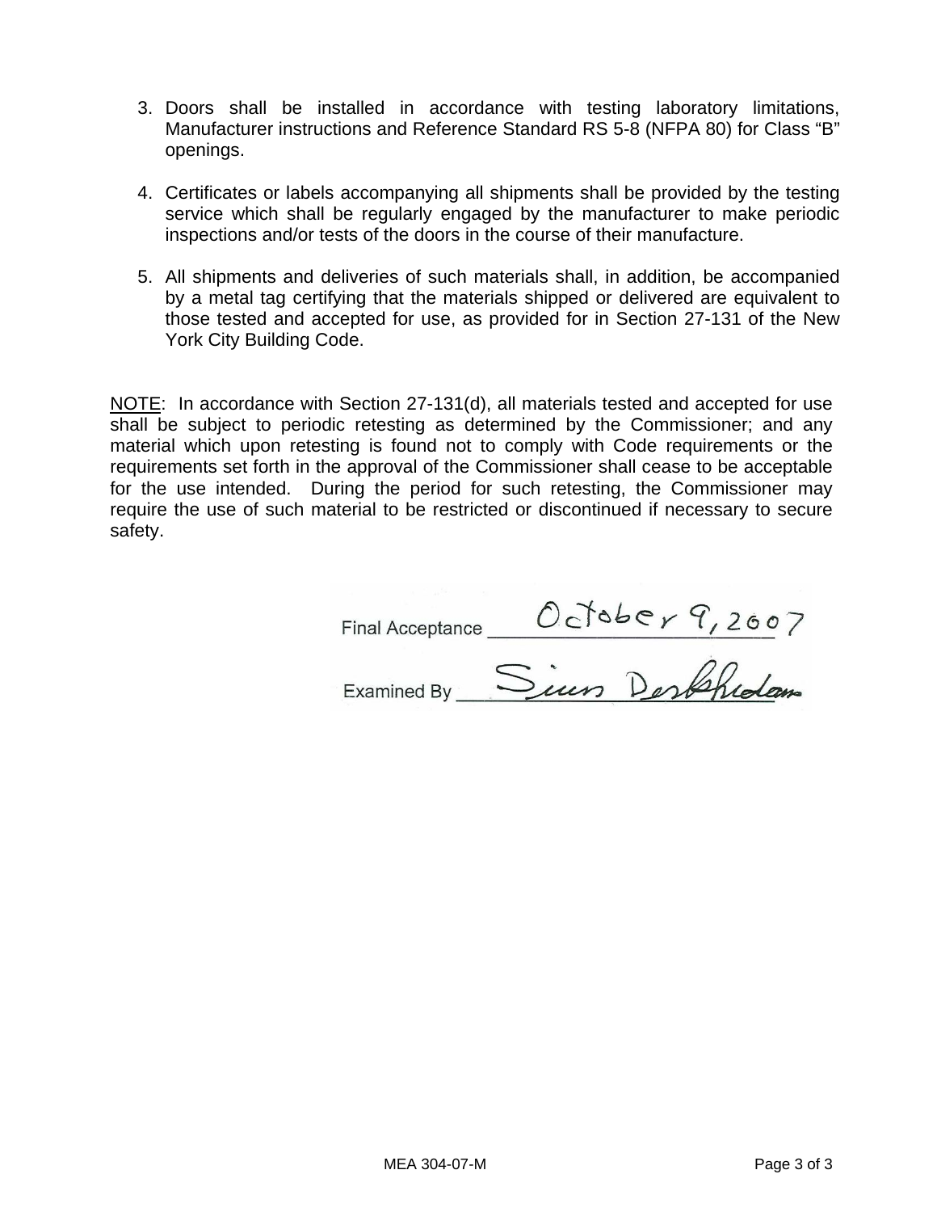3. Doors shall be installed in accordance with testing laboratory limitations, Manufacturer instructions and Reference Standard RS 5-8 (NFPA 80) for Class "B" openings.

4. Certificates or labels accompanying all shipments shall be provided by the testing service which shall be regularly engaged by the manufacturer to make periodic inspections and/or tests of the doors in the course of their manufacture.

5. All shipments and deliveries of such materials shall, in addition, be accompanied by a metal tag certifying that the materials shipped or delivered are equivalent to those tested and accepted for use, as provided for in Section 27-131 of the New York City Building Code.

NOTE: In accordance with Section 27-131(d), all materials tested and accepted for use shall be subject to periodic retesting as determined by the Commissioner; and any material which upon retesting is found not to comply with Code requirements or the requirements set forth in the approval of the Commissioner shall cease to be acceptable for the use intended. During the period for such retesting, the Commissioner may require the use of such material to be restricted or discontinued if necessary to secure safety.

Final Acceptance October 9, 2007

Examined By Sium Derkhedam

MEA 304-07-M